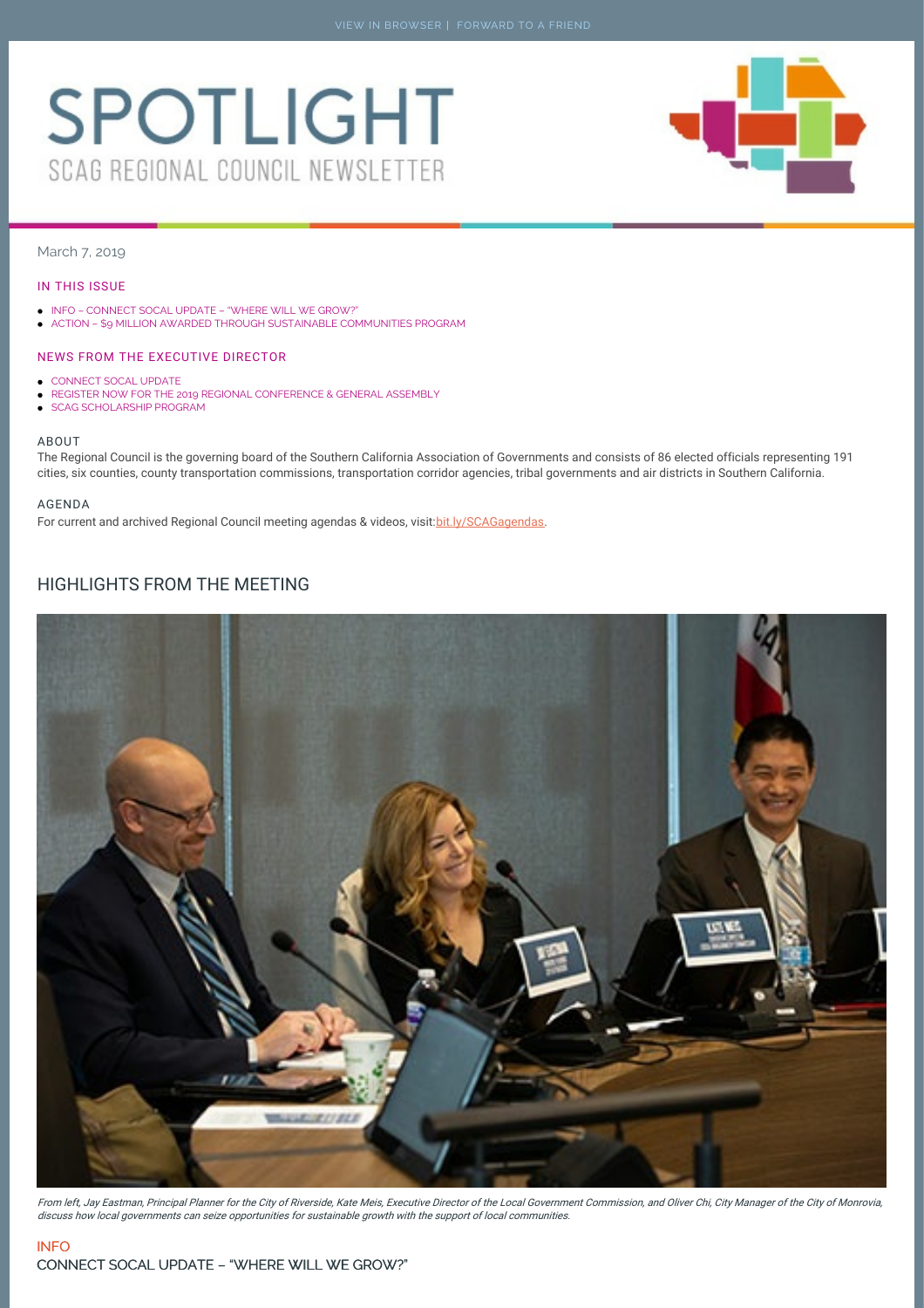VIEW IN BROWSER | FORWARD TO A FRIEND

# SPOTLIGHT

SCAG REGIONAL COUNCIL NEWSLETTER

March 7, 2019

## IN THIS ISSUE

- INFO – CONNECT SOCAL UPDATE – "WHERE WILL WE GROW?"
- ACTION – $9 MILLION AWARDED THROUGH SUSTAINABLE COMMUNITIES PROGRAM

## NEWS FROM THE EXECUTIVE DIRECTOR

- CONNECT SOCAL UPDATE
- REGISTER NOW FOR THE 2019 REGIONAL CONFERENCE & GENERAL ASSEMBLY
- SCAG SCHOLARSHIP PROGRAM

## ABOUT

The Regional Council is the governing board of the Southern California Association of Governments and consists of 86 elected officials representing 191 cities, six counties, county transportation commissions, transportation corridor agencies, tribal governments and air districts in Southern California.

## AGENDA

For current and archived Regional Council meeting agendas & videos, visit:bit.ly/SCAGagendas.

## HIGHLIGHTS FROM THE MEETING

*From left, Jay Eastman, Principal Planner for the City of Riverside, Kate Meis, Executive Director of the Local Government Commission, and Oliver Chi, City Manager of the City of Monrovia, discuss how local governments can seize opportunities for sustainable growth with the support of local communities.*

INFO

### CONNECT SOCAL UPDATE – "WHERE WILL WE GROW?"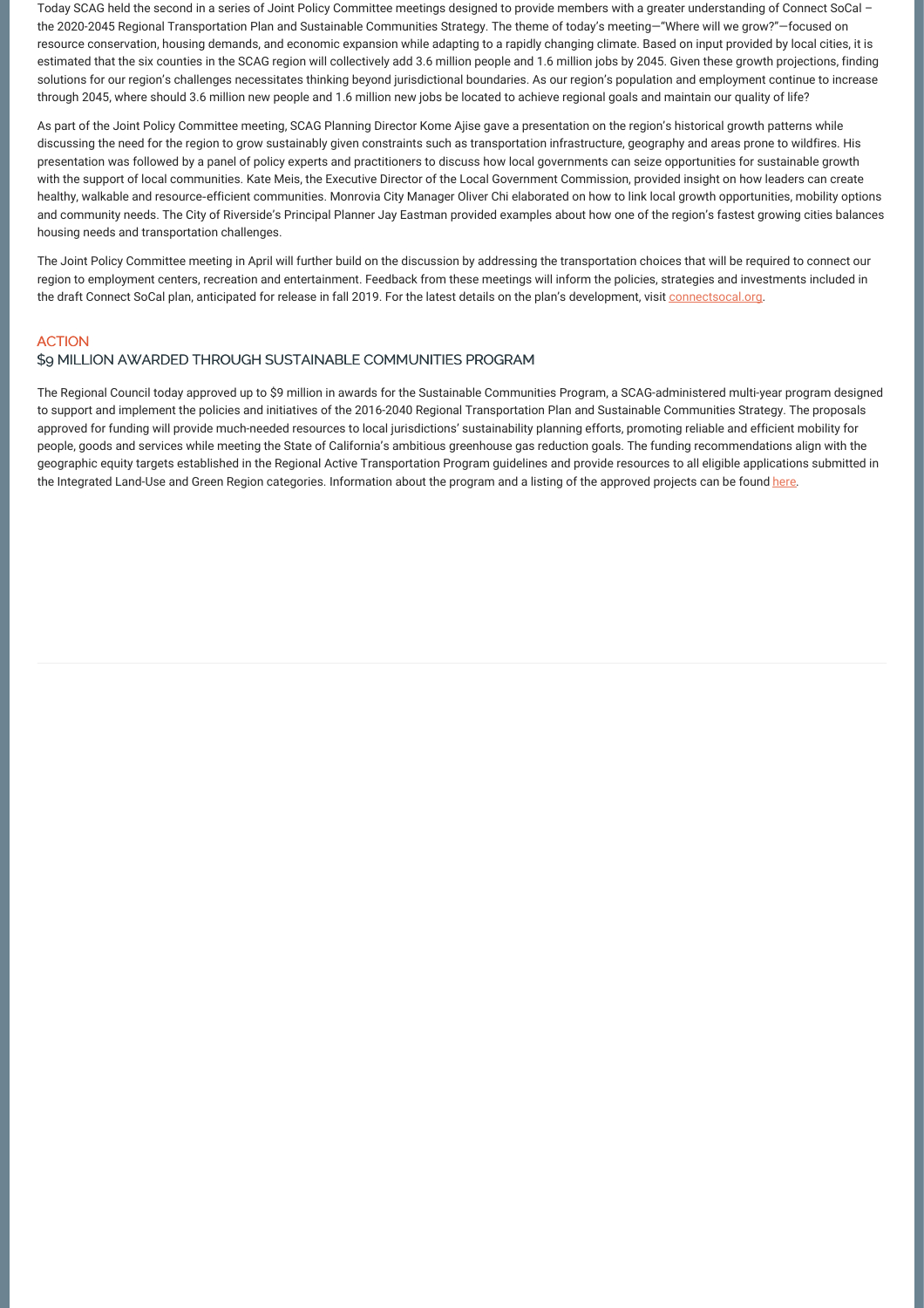Today SCAG held the second in a series of Joint Policy Committee meetings designed to provide members with a greater understanding of Connect SoCal – the 2020-2045 Regional Transportation Plan and Sustainable Communities Strategy. The theme of today's meeting—"Where will we grow?"—focused on resource conservation, housing demands, and economic expansion while adapting to a rapidly changing climate. Based on input provided by local cities, it is estimated that the six counties in the SCAG region will collectively add 3.6 million people and 1.6 million jobs by 2045. Given these growth projections, finding solutions for our region's challenges necessitates thinking beyond jurisdictional boundaries. As our region's population and employment continue to increase through 2045, where should 3.6 million new people and 1.6 million new jobs be located to achieve regional goals and maintain our quality of life?

As part of the Joint Policy Committee meeting, SCAG Planning Director Kome Ajise gave a presentation on the region's historical growth patterns while discussing the need for the region to grow sustainably given constraints such as transportation infrastructure, geography and areas prone to wildfires. His presentation was followed by a panel of policy experts and practitioners to discuss how local governments can seize opportunities for sustainable growth with the support of local communities. Kate Meis, the Executive Director of the Local Government Commission, provided insight on how leaders can create healthy, walkable and resource-efficient communities. Monrovia City Manager Oliver Chi elaborated on how to link local growth opportunities, mobility options and community needs. The City of Riverside's Principal Planner Jay Eastman provided examples about how one of the region's fastest growing cities balances housing needs and transportation challenges.

The Joint Policy Committee meeting in April will further build on the discussion by addressing the transportation choices that will be required to connect our region to employment centers, recreation and entertainment. Feedback from these meetings will inform the policies, strategies and investments included in the draft Connect SoCal plan, anticipated for release in fall 2019. For the latest details on the plan's development, visit connectsocal.org.

### ACTION

### $9 MILLION AWARDED THROUGH SUSTAINABLE COMMUNITIES PROGRAM

The Regional Council today approved up to $9 million in awards for the Sustainable Communities Program, a SCAG-administered multi-year program designed to support and implement the policies and initiatives of the 2016-2040 Regional Transportation Plan and Sustainable Communities Strategy. The proposals approved for funding will provide much-needed resources to local jurisdictions' sustainability planning efforts, promoting reliable and efficient mobility for people, goods and services while meeting the State of California's ambitious greenhouse gas reduction goals. The funding recommendations align with the geographic equity targets established in the Regional Active Transportation Program guidelines and provide resources to all eligible applications submitted in the Integrated Land-Use and Green Region categories. Information about the program and a listing of the approved projects can be found here.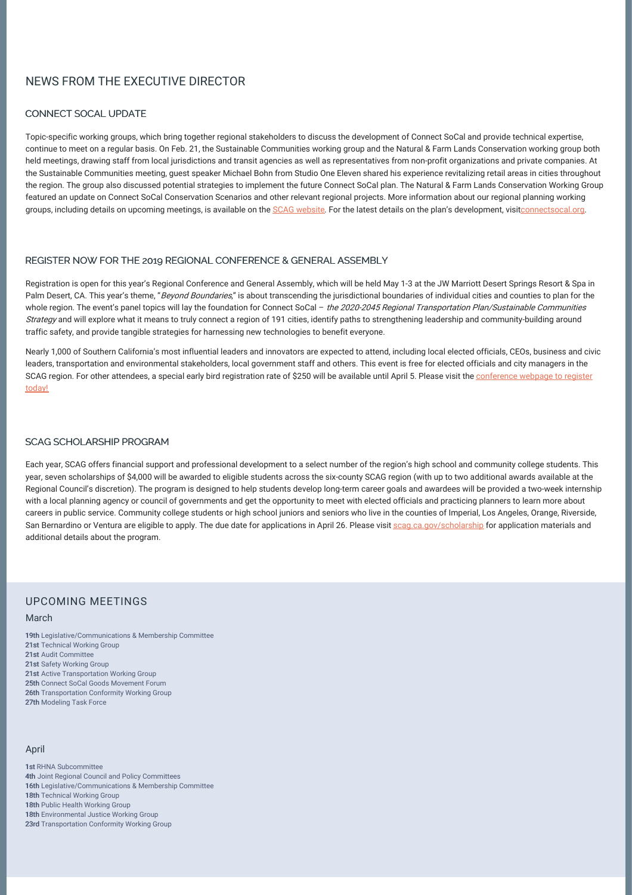## NEWS FROM THE EXECUTIVE DIRECTOR

### CONNECT SOCAL UPDATE

Topic-specific working groups, which bring together regional stakeholders to discuss the development of Connect SoCal and provide technical expertise, continue to meet on a regular basis. On Feb. 21, the Sustainable Communities working group and the Natural & Farm Lands Conservation working group both held meetings, drawing staff from local jurisdictions and transit agencies as well as representatives from non-profit organizations and private companies. At the Sustainable Communities meeting, guest speaker Michael Bohn from Studio One Eleven shared his experience revitalizing retail areas in cities throughout the region. The group also discussed potential strategies to implement the future Connect SoCal plan. The Natural & Farm Lands Conservation Working Group featured an update on Connect SoCal Conservation Scenarios and other relevant regional projects. More information about our regional planning working groups, including details on upcoming meetings, is available on the SCAG website. For the latest details on the plan's development, visitconnectsocal.org.

### REGISTER NOW FOR THE 2019 REGIONAL CONFERENCE & GENERAL ASSEMBLY

Registration is open for this year's Regional Conference and General Assembly, which will be held May 1-3 at the JW Marriott Desert Springs Resort & Spa in Palm Desert, CA. This year's theme, "*Beyond Boundaries*," is about transcending the jurisdictional boundaries of individual cities and counties to plan for the whole region. The event's panel topics will lay the foundation for Connect SoCal – *the 2020-2045 Regional Transportation Plan/Sustainable Communities Strategy* and will explore what it means to truly connect a region of 191 cities, identify paths to strengthening leadership and community-building around traffic safety, and provide tangible strategies for harnessing new technologies to benefit everyone.

Nearly 1,000 of Southern California's most influential leaders and innovators are expected to attend, including local elected officials, CEOs, business and civic leaders, transportation and environmental stakeholders, local government staff and others. This event is free for elected officials and city managers in the SCAG region. For other attendees, a special early bird registration rate of $250 will be available until April 5. Please visit the conference webpage to register today!

### SCAG SCHOLARSHIP PROGRAM

Each year, SCAG offers financial support and professional development to a select number of the region's high school and community college students. This year, seven scholarships of $4,000 will be awarded to eligible students across the six-county SCAG region (with up to two additional awards available at the Regional Council's discretion). The program is designed to help students develop long-term career goals and awardees will be provided a two-week internship with a local planning agency or council of governments and get the opportunity to meet with elected officials and practicing planners to learn more about careers in public service. Community college students or high school juniors and seniors who live in the counties of Imperial, Los Angeles, Orange, Riverside, San Bernardino or Ventura are eligible to apply. The due date for applications in April 26. Please visit scag.ca.gov/scholarship for application materials and additional details about the program.

## UPCOMING MEETINGS

### March

**19th** Legislative/Communications & Membership Committee
**21st** Technical Working Group
**21st** Audit Committee
**21st** Safety Working Group
**21st** Active Transportation Working Group
**25th** Connect SoCal Goods Movement Forum
**26th** Transportation Conformity Working Group
**27th** Modeling Task Force

### April

**1st** RHNA Subcommittee
**4th** Joint Regional Council and Policy Committees
**16th** Legislative/Communications & Membership Committee
**18th** Technical Working Group
**18th** Public Health Working Group
**18th** Environmental Justice Working Group
**23rd** Transportation Conformity Working Group